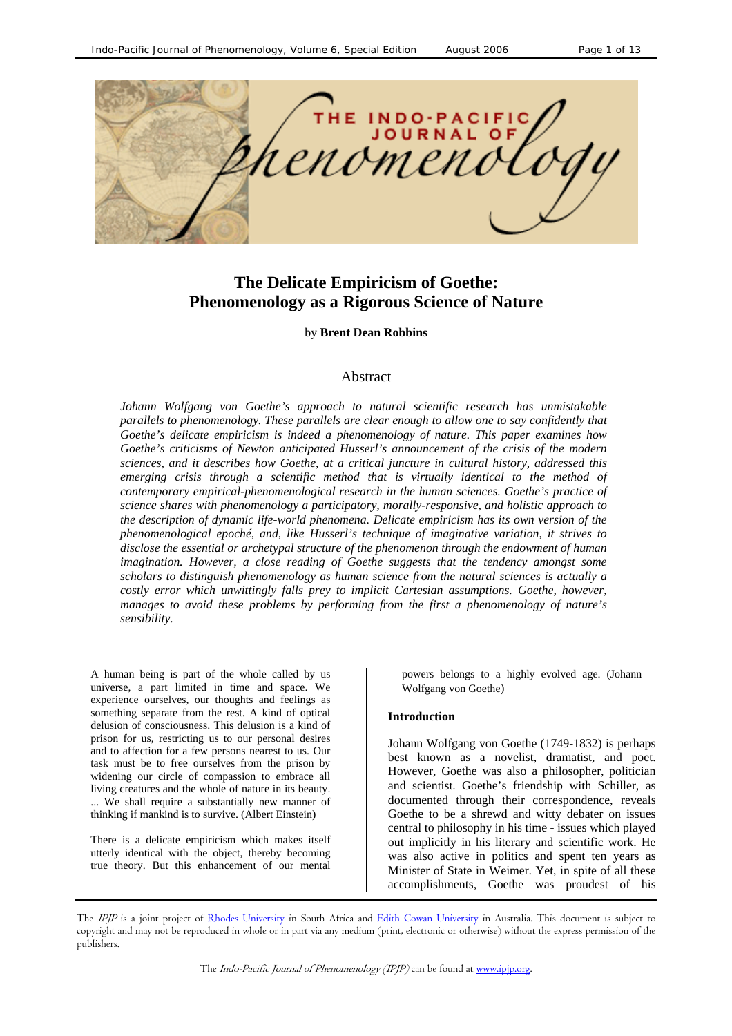# The Delicate Empiricism of Goethe: Phenomenology as a Rigorous Science of Nature

by **Brent Dean Robbins**

## Abstract

*Johann Wolfgang von Goethe's approach to natural scientific research has unmistakable parallels to phenomenology. These parallels are clear enough to allow one to say confidently that Goethe's delicate empiricism is indeed a phenomenology of nature. This paper examines how Goethe's criticisms of Newton anticipated Husserl's announcement of the crisis of the modern sciences, and it describes how Goethe, at a critical juncture in cultural history, addressed this emerging crisis through a scientific method that is virtually identical to the method of contemporary empirical-phenomenological research in the human sciences. Goethe's practice of science shares with phenomenology a participatory, morally-responsive, and holistic approach to the description of dynamic life-world phenomena. Delicate empiricism has its own version of the phenomenological epoché, and, like Husserl's technique of imaginative variation, it strives to disclose the essential or archetypal structure of the phenomenon through the endowment of human imagination. However, a close reading of Goethe suggests that the tendency amongst some scholars to distinguish phenomenology as human science from the natural sciences is actually a costly error which unwittingly falls prey to implicit Cartesian assumptions. Goethe, however, manages to avoid these problems by performing from the first a phenomenology of nature's sensibility.*

> A human being is part of the whole called by us universe, a part limited in time and space. We experience ourselves, our thoughts and feelings as something separate from the rest. A kind of optical delusion of consciousness. This delusion is a kind of prison for us, restricting us to our personal desires and to affection for a few persons nearest to us. Our task must be to free ourselves from the prison by widening our circle of compassion to embrace all living creatures and the whole of nature in its beauty. ... We shall require a substantially new manner of thinking if mankind is to survive. (Albert Einstein)

> There is a delicate empiricism which makes itself utterly identical with the object, thereby becoming true theory. But this enhancement of our mental powers belongs to a highly evolved age. (Johann Wolfgang von Goethe)

### Introduction

Johann Wolfgang von Goethe (1749-1832) is perhaps best known as a novelist, dramatist, and poet. However, Goethe was also a philosopher, politician and scientist. Goethe's friendship with Schiller, as documented through their correspondence, reveals Goethe to be a shrewd and witty debater on issues central to philosophy in his time - issues which played out implicitly in his literary and scientific work. He was also active in politics and spent ten years as Minister of State in Weimer. Yet, in spite of all these accomplishments, Goethe was proudest of his

The *IPJP* is a joint project of Rhodes University in South Africa and Edith Cowan University in Australia. This document is subject to copyright and may not be reproduced in whole or in part via any medium (print, electronic or otherwise) without the express permission of the publishers.

The *Indo-Pacific Journal of Phenomenology (IPJP)* can be found at www.ipjp.org.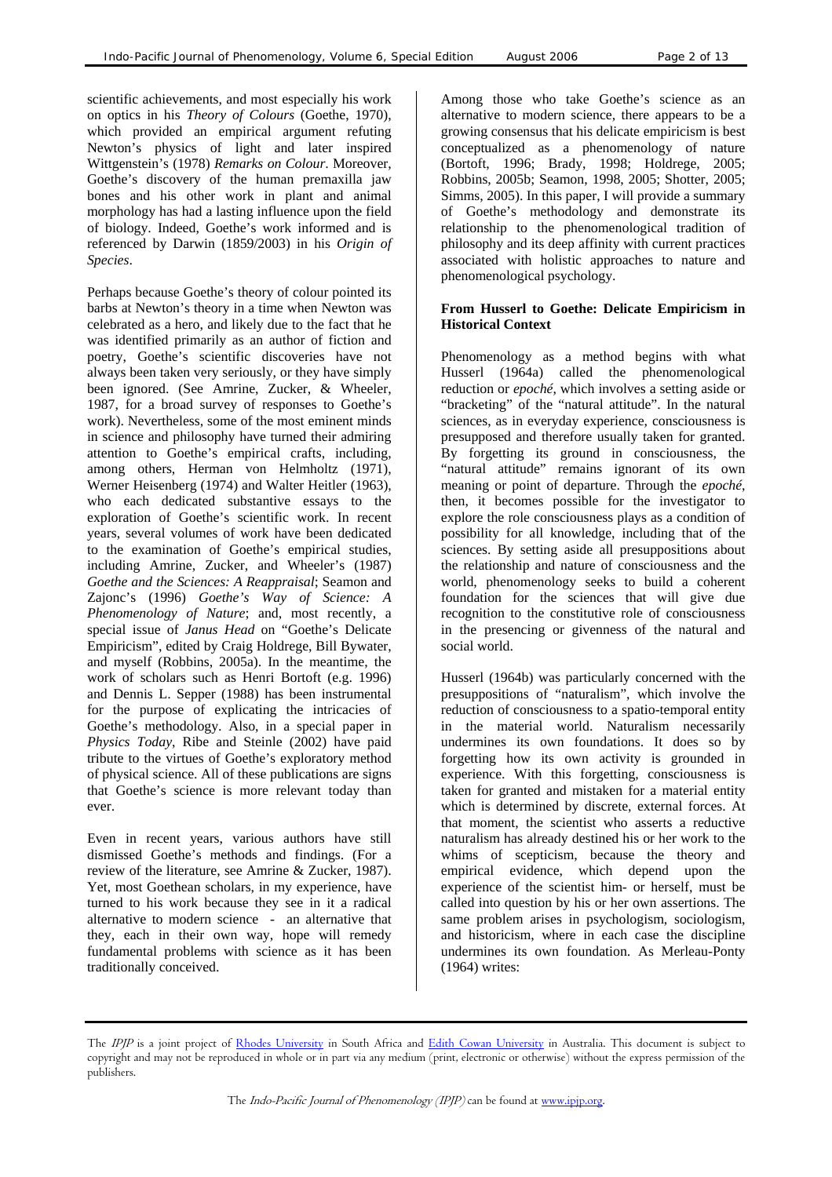scientific achievements, and most especially his work on optics in his *Theory of Colours* (Goethe, 1970), which provided an empirical argument refuting Newton's physics of light and later inspired Wittgenstein's (1978) *Remarks on Colour*. Moreover, Goethe's discovery of the human premaxilla jaw bones and his other work in plant and animal morphology has had a lasting influence upon the field of biology. Indeed, Goethe's work informed and is referenced by Darwin (1859/2003) in his *Origin of Species*.

Perhaps because Goethe's theory of colour pointed its barbs at Newton's theory in a time when Newton was celebrated as a hero, and likely due to the fact that he was identified primarily as an author of fiction and poetry, Goethe's scientific discoveries have not always been taken very seriously, or they have simply been ignored. (See Amrine, Zucker, & Wheeler, 1987, for a broad survey of responses to Goethe's work). Nevertheless, some of the most eminent minds in science and philosophy have turned their admiring attention to Goethe's empirical crafts, including, among others, Herman von Helmholtz (1971), Werner Heisenberg (1974) and Walter Heitler (1963), who each dedicated substantive essays to the exploration of Goethe's scientific work. In recent years, several volumes of work have been dedicated to the examination of Goethe's empirical studies, including Amrine, Zucker, and Wheeler's (1987) *Goethe and the Sciences: A Reappraisal*; Seamon and Zajonc's (1996) *Goethe's Way of Science: A Phenomenology of Nature*; and, most recently, a special issue of *Janus Head* on "Goethe's Delicate Empiricism", edited by Craig Holdrege, Bill Bywater, and myself (Robbins, 2005a). In the meantime, the work of scholars such as Henri Bortoft (e.g. 1996) and Dennis L. Sepper (1988) has been instrumental for the purpose of explicating the intricacies of Goethe's methodology. Also, in a special paper in *Physics Today*, Ribe and Steinle (2002) have paid tribute to the virtues of Goethe's exploratory method of physical science. All of these publications are signs that Goethe's science is more relevant today than ever.

Even in recent years, various authors have still dismissed Goethe's methods and findings. (For a review of the literature, see Amrine & Zucker, 1987). Yet, most Goethean scholars, in my experience, have turned to his work because they see in it a radical alternative to modern science - an alternative that they, each in their own way, hope will remedy fundamental problems with science as it has been traditionally conceived.

Among those who take Goethe's science as an alternative to modern science, there appears to be a growing consensus that his delicate empiricism is best conceptualized as a phenomenology of nature (Bortoft, 1996; Brady, 1998; Holdrege, 2005; Robbins, 2005b; Seamon, 1998, 2005; Shotter, 2005; Simms, 2005). In this paper, I will provide a summary of Goethe's methodology and demonstrate its relationship to the phenomenological tradition of philosophy and its deep affinity with current practices associated with holistic approaches to nature and phenomenological psychology.

## From Husserl to Goethe: Delicate Empiricism in Historical Context

Phenomenology as a method begins with what Husserl (1964a) called the phenomenological reduction or *epoché*, which involves a setting aside or "bracketing" of the "natural attitude". In the natural sciences, as in everyday experience, consciousness is presupposed and therefore usually taken for granted. By forgetting its ground in consciousness, the "natural attitude" remains ignorant of its own meaning or point of departure. Through the *epoché*, then, it becomes possible for the investigator to explore the role consciousness plays as a condition of possibility for all knowledge, including that of the sciences. By setting aside all presuppositions about the relationship and nature of consciousness and the world, phenomenology seeks to build a coherent foundation for the sciences that will give due recognition to the constitutive role of consciousness in the presencing or givenness of the natural and social world.

Husserl (1964b) was particularly concerned with the presuppositions of "naturalism", which involve the reduction of consciousness to a spatio-temporal entity in the material world. Naturalism necessarily undermines its own foundations. It does so by forgetting how its own activity is grounded in experience. With this forgetting, consciousness is taken for granted and mistaken for a material entity which is determined by discrete, external forces. At that moment, the scientist who asserts a reductive naturalism has already destined his or her work to the whims of scepticism, because the theory and empirical evidence, which depend upon the experience of the scientist him- or herself, must be called into question by his or her own assertions. The same problem arises in psychologism, sociologism, and historicism, where in each case the discipline undermines its own foundation. As Merleau-Ponty (1964) writes: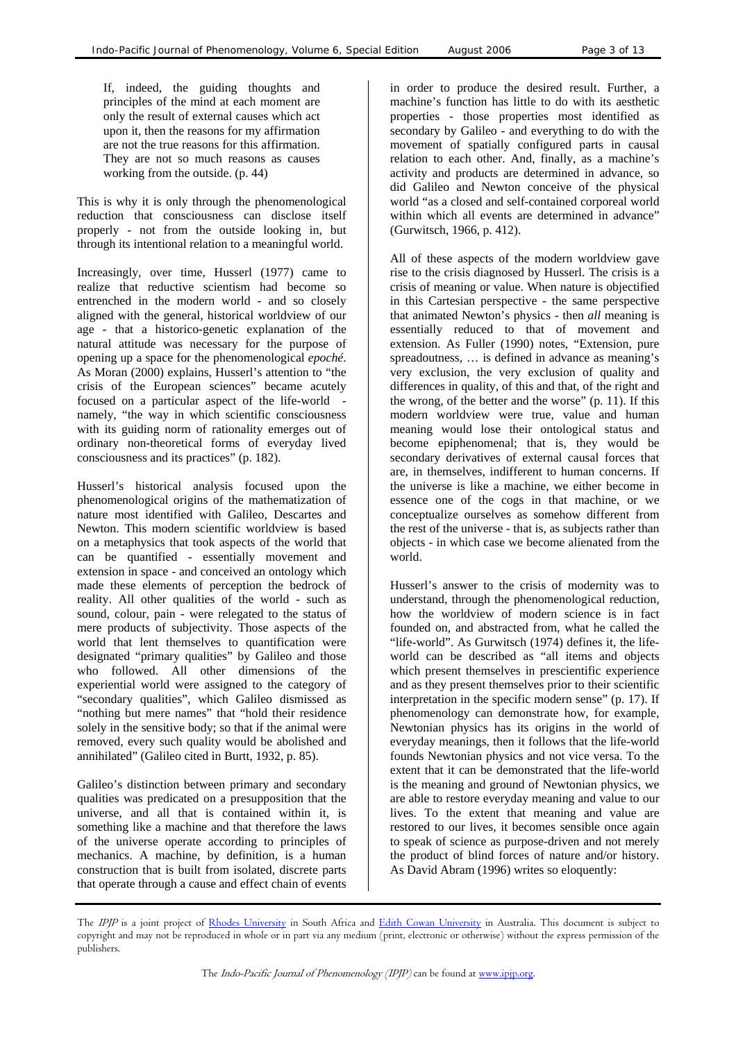> If, indeed, the guiding thoughts and principles of the mind at each moment are only the result of external causes which act upon it, then the reasons for my affirmation are not the true reasons for this affirmation. They are not so much reasons as causes working from the outside. (p. 44)

This is why it is only through the phenomenological reduction that consciousness can disclose itself properly - not from the outside looking in, but through its intentional relation to a meaningful world.

Increasingly, over time, Husserl (1977) came to realize that reductive scientism had become so entrenched in the modern world - and so closely aligned with the general, historical worldview of our age - that a historico-genetic explanation of the natural attitude was necessary for the purpose of opening up a space for the phenomenological *epoché*. As Moran (2000) explains, Husserl's attention to "the crisis of the European sciences" became acutely focused on a particular aspect of the life-world - namely, "the way in which scientific consciousness with its guiding norm of rationality emerges out of ordinary non-theoretical forms of everyday lived consciousness and its practices" (p. 182).

Husserl's historical analysis focused upon the phenomenological origins of the mathematization of nature most identified with Galileo, Descartes and Newton. This modern scientific worldview is based on a metaphysics that took aspects of the world that can be quantified - essentially movement and extension in space - and conceived an ontology which made these elements of perception the bedrock of reality. All other qualities of the world - such as sound, colour, pain - were relegated to the status of mere products of subjectivity. Those aspects of the world that lent themselves to quantification were designated "primary qualities" by Galileo and those who followed. All other dimensions of the experiential world were assigned to the category of "secondary qualities", which Galileo dismissed as "nothing but mere names" that "hold their residence solely in the sensitive body; so that if the animal were removed, every such quality would be abolished and annihilated" (Galileo cited in Burtt, 1932, p. 85).

Galileo's distinction between primary and secondary qualities was predicated on a presupposition that the universe, and all that is contained within it, is something like a machine and that therefore the laws of the universe operate according to principles of mechanics. A machine, by definition, is a human construction that is built from isolated, discrete parts that operate through a cause and effect chain of events in order to produce the desired result. Further, a machine's function has little to do with its aesthetic properties - those properties most identified as secondary by Galileo - and everything to do with the movement of spatially configured parts in causal relation to each other. And, finally, as a machine's activity and products are determined in advance, so did Galileo and Newton conceive of the physical world "as a closed and self-contained corporeal world within which all events are determined in advance" (Gurwitsch, 1966, p. 412).

All of these aspects of the modern worldview gave rise to the crisis diagnosed by Husserl. The crisis is a crisis of meaning or value. When nature is objectified in this Cartesian perspective - the same perspective that animated Newton's physics - then *all* meaning is essentially reduced to that of movement and extension. As Fuller (1990) notes, "Extension, pure spreadoutness, … is defined in advance as meaning's very exclusion, the very exclusion of quality and differences in quality, of this and that, of the right and the wrong, of the better and the worse" (p. 11). If this modern worldview were true, value and human meaning would lose their ontological status and become epiphenomenal; that is, they would be secondary derivatives of external causal forces that are, in themselves, indifferent to human concerns. If the universe is like a machine, we either become in essence one of the cogs in that machine, or we conceptualize ourselves as somehow different from the rest of the universe - that is, as subjects rather than objects - in which case we become alienated from the world.

Husserl's answer to the crisis of modernity was to understand, through the phenomenological reduction, how the worldview of modern science is in fact founded on, and abstracted from, what he called the "life-world". As Gurwitsch (1974) defines it, the life-world can be described as "all items and objects which present themselves in prescientific experience and as they present themselves prior to their scientific interpretation in the specific modern sense" (p. 17). If phenomenology can demonstrate how, for example, Newtonian physics has its origins in the world of everyday meanings, then it follows that the life-world founds Newtonian physics and not vice versa. To the extent that it can be demonstrated that the life-world is the meaning and ground of Newtonian physics, we are able to restore everyday meaning and value to our lives. To the extent that meaning and value are restored to our lives, it becomes sensible once again to speak of science as purpose-driven and not merely the product of blind forces of nature and/or history. As David Abram (1996) writes so eloquently: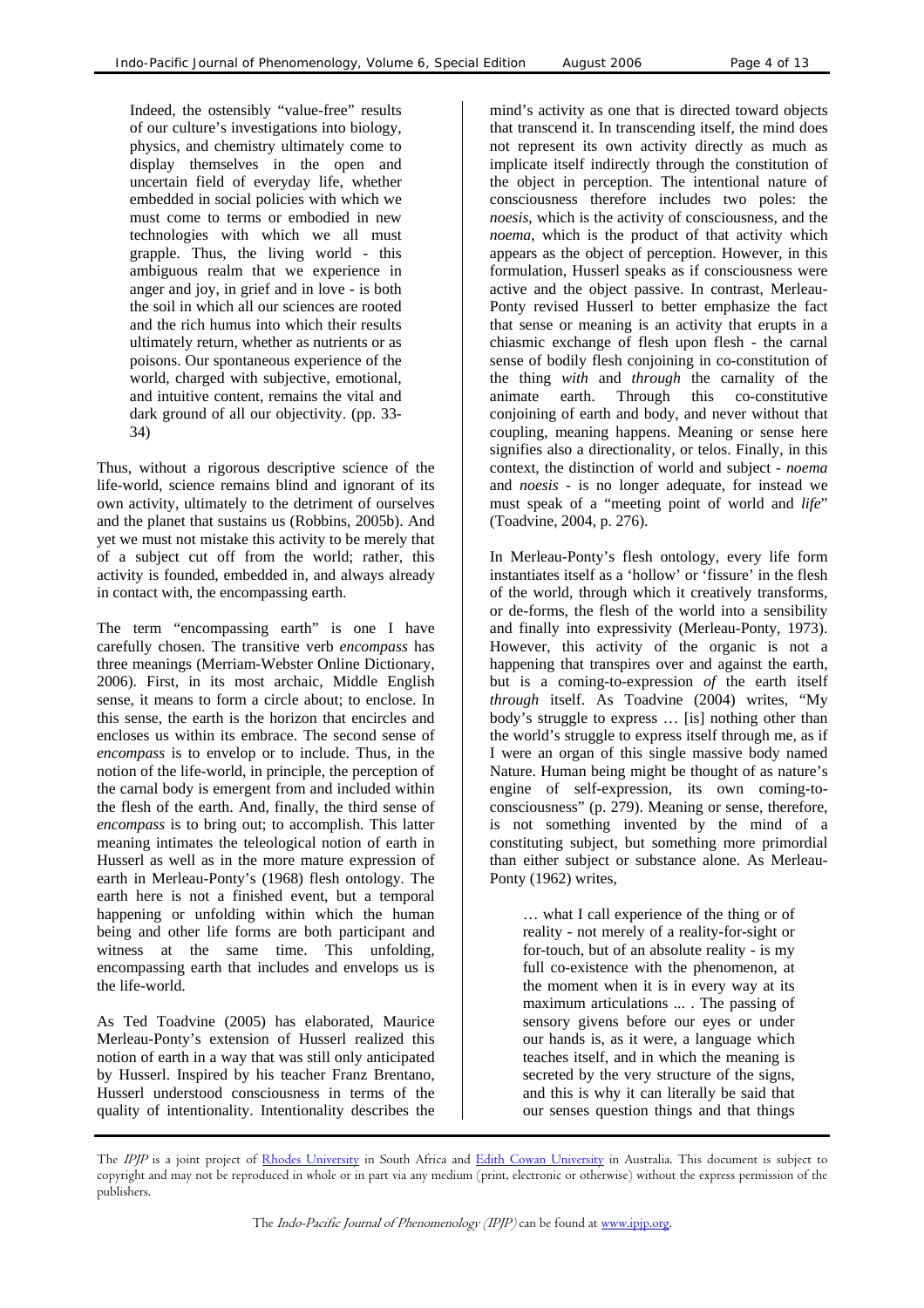> Indeed, the ostensibly "value-free" results of our culture's investigations into biology, physics, and chemistry ultimately come to display themselves in the open and uncertain field of everyday life, whether embedded in social policies with which we must come to terms or embodied in new technologies with which we all must grapple. Thus, the living world - this ambiguous realm that we experience in anger and joy, in grief and in love - is both the soil in which all our sciences are rooted and the rich humus into which their results ultimately return, whether as nutrients or as poisons. Our spontaneous experience of the world, charged with subjective, emotional, and intuitive content, remains the vital and dark ground of all our objectivity. (pp. 33-34)

Thus, without a rigorous descriptive science of the life-world, science remains blind and ignorant of its own activity, ultimately to the detriment of ourselves and the planet that sustains us (Robbins, 2005b). And yet we must not mistake this activity to be merely that of a subject cut off from the world; rather, this activity is founded, embedded in, and always already in contact with, the encompassing earth.

The term "encompassing earth" is one I have carefully chosen. The transitive verb *encompass* has three meanings (Merriam-Webster Online Dictionary, 2006). First, in its most archaic, Middle English sense, it means to form a circle about; to enclose. In this sense, the earth is the horizon that encircles and encloses us within its embrace. The second sense of *encompass* is to envelop or to include. Thus, in the notion of the life-world, in principle, the perception of the carnal body is emergent from and included within the flesh of the earth. And, finally, the third sense of *encompass* is to bring out; to accomplish. This latter meaning intimates the teleological notion of earth in Husserl as well as in the more mature expression of earth in Merleau-Ponty's (1968) flesh ontology. The earth here is not a finished event, but a temporal happening or unfolding within which the human being and other life forms are both participant and witness at the same time. This unfolding, encompassing earth that includes and envelops us is the life-world.

As Ted Toadvine (2005) has elaborated, Maurice Merleau-Ponty's extension of Husserl realized this notion of earth in a way that was still only anticipated by Husserl. Inspired by his teacher Franz Brentano, Husserl understood consciousness in terms of the quality of intentionality. Intentionality describes the mind's activity as one that is directed toward objects that transcend it. In transcending itself, the mind does not represent its own activity directly as much as implicate itself indirectly through the constitution of the object in perception. The intentional nature of consciousness therefore includes two poles: the *noesis*, which is the activity of consciousness, and the *noema*, which is the product of that activity which appears as the object of perception. However, in this formulation, Husserl speaks as if consciousness were active and the object passive. In contrast, Merleau-Ponty revised Husserl to better emphasize the fact that sense or meaning is an activity that erupts in a chiasmic exchange of flesh upon flesh - the carnal sense of bodily flesh conjoining in co-constitution of the thing *with* and *through* the carnality of the animate earth. Through this co-constitutive conjoining of earth and body, and never without that coupling, meaning happens. Meaning or sense here signifies also a directionality, or telos. Finally, in this context, the distinction of world and subject - *noema* and *noesis* - is no longer adequate, for instead we must speak of a "meeting point of world and *life*" (Toadvine, 2004, p. 276).

In Merleau-Ponty's flesh ontology, every life form instantiates itself as a 'hollow' or 'fissure' in the flesh of the world, through which it creatively transforms, or de-forms, the flesh of the world into a sensibility and finally into expressivity (Merleau-Ponty, 1973). However, this activity of the organic is not a happening that transpires over and against the earth, but is a coming-to-expression *of* the earth itself *through* itself. As Toadvine (2004) writes, "My body's struggle to express … [is] nothing other than the world's struggle to express itself through me, as if I were an organ of this single massive body named Nature. Human being might be thought of as nature's engine of self-expression, its own coming-to-consciousness" (p. 279). Meaning or sense, therefore, is not something invented by the mind of a constituting subject, but something more primordial than either subject or substance alone. As Merleau-Ponty (1962) writes,

> … what I call experience of the thing or of reality - not merely of a reality-for-sight or for-touch, but of an absolute reality - is my full co-existence with the phenomenon, at the moment when it is in every way at its maximum articulations ... . The passing of sensory givens before our eyes or under our hands is, as it were, a language which teaches itself, and in which the meaning is secreted by the very structure of the signs, and this is why it can literally be said that our senses question things and that things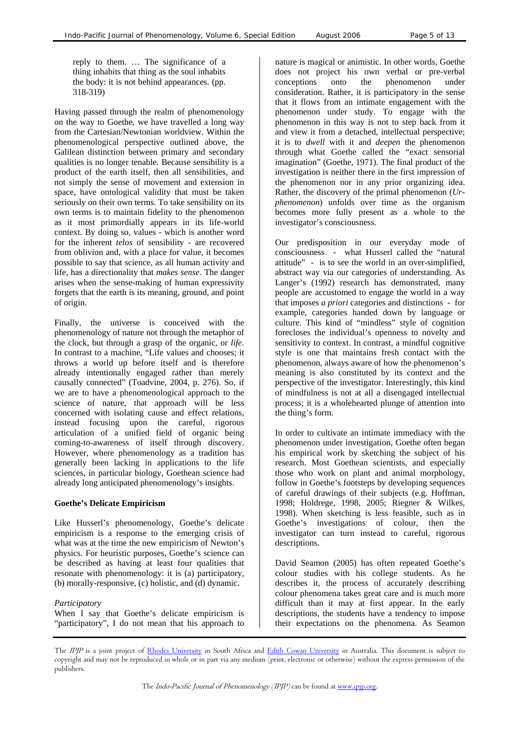reply to them. … The significance of a thing inhabits that thing as the soul inhabits the body: it is not behind appearances. (pp. 318-319)

Having passed through the realm of phenomenology on the way to Goethe, we have travelled a long way from the Cartesian/Newtonian worldview. Within the phenomenological perspective outlined above, the Galilean distinction between primary and secondary qualities is no longer tenable. Because sensibility is a product of the earth itself, then all sensibilities, and not simply the sense of movement and extension in space, have ontological validity that must be taken seriously on their own terms. To take sensibility on its own terms is to maintain fidelity to the phenomenon as it most primordially appears in its life-world context. By doing so, values - which is another word for the inherent *telos* of sensibility - are recovered from oblivion and, with a place for value, it becomes possible to say that science, as all human activity and life, has a directionality that *makes sense*. The danger arises when the sense-making of human expressivity forgets that the earth is its meaning, ground, and point of origin.

Finally, the universe is conceived with the phenomenology of nature not through the metaphor of the clock, but through a grasp of the organic, or *life*. In contrast to a machine, "Life values and chooses; it throws a world up before itself and is therefore already intentionally engaged rather than merely causally connected" (Toadvine, 2004, p. 276). So, if we are to have a phenomenological approach to the science of nature, that approach will be less concerned with isolating cause and effect relations, instead focusing upon the careful, rigorous articulation of a unified field of organic being coming-to-awareness of itself through discovery. However, where phenomenology as a tradition has generally been lacking in applications to the life sciences, in particular biology, Goethean science had already long anticipated phenomenology's insights.

## Goethe's Delicate Empiricism

Like Husserl's phenomenology, Goethe's delicate empiricism is a response to the emerging crisis of what was at the time the new empiricism of Newton's physics. For heuristic purposes, Goethe's science can be described as having at least four qualities that resonate with phenomenology: it is (a) participatory, (b) morally-responsive, (c) holistic, and (d) dynamic.

### *Participatory*

When I say that Goethe's delicate empiricism is "participatory", I do not mean that his approach to nature is magical or animistic. In other words, Goethe does not project his own verbal or pre-verbal conceptions onto the phenomenon under consideration. Rather, it is participatory in the sense that it flows from an intimate engagement with the phenomenon under study. To engage with the phenomenon in this way is not to step back from it and view it from a detached, intellectual perspective; it is to *dwell* with it and *deepen* the phenomenon through what Goethe called the "exact sensorial imagination" (Goethe, 1971). The final product of the investigation is neither there in the first impression of the phenomenon nor in any prior organizing idea. Rather, the discovery of the primal phenomenon (*Ur-phenomenon*) unfolds over time as the organism becomes more fully present as a whole to the investigator's consciousness.

Our predisposition in our everyday mode of consciousness - what Husserl called the "natural attitude" - is to see the world in an over-simplified, abstract way via our categories of understanding. As Langer's (1992) research has demonstrated, many people are accustomed to engage the world in a way that imposes *a priori* categories and distinctions - for example, categories handed down by language or culture. This kind of "mindless" style of cognition forecloses the individual's openness to novelty and sensitivity to context. In contrast, a mindful cognitive style is one that maintains fresh contact with the phenomenon, always aware of how the phenomenon's meaning is also constituted by its context and the perspective of the investigator. Interestingly, this kind of mindfulness is not at all a disengaged intellectual process; it is a wholehearted plunge of attention into the thing's form.

In order to cultivate an intimate immediacy with the phenomenon under investigation, Goethe often began his empirical work by sketching the subject of his research. Most Goethean scientists, and especially those who work on plant and animal morphology, follow in Goethe's footsteps by developing sequences of careful drawings of their subjects (e.g. Hoffman, 1998; Holdrege, 1998, 2005; Riegner & Wilkes, 1998). When sketching is less feasible, such as in Goethe's investigations of colour, then the investigator can turn instead to careful, rigorous descriptions.

David Seamon (2005) has often repeated Goethe's colour studies with his college students. As he describes it, the process of accurately describing colour phenomena takes great care and is much more difficult than it may at first appear. In the early descriptions, the students have a tendency to impose their expectations on the phenomena. As Seamon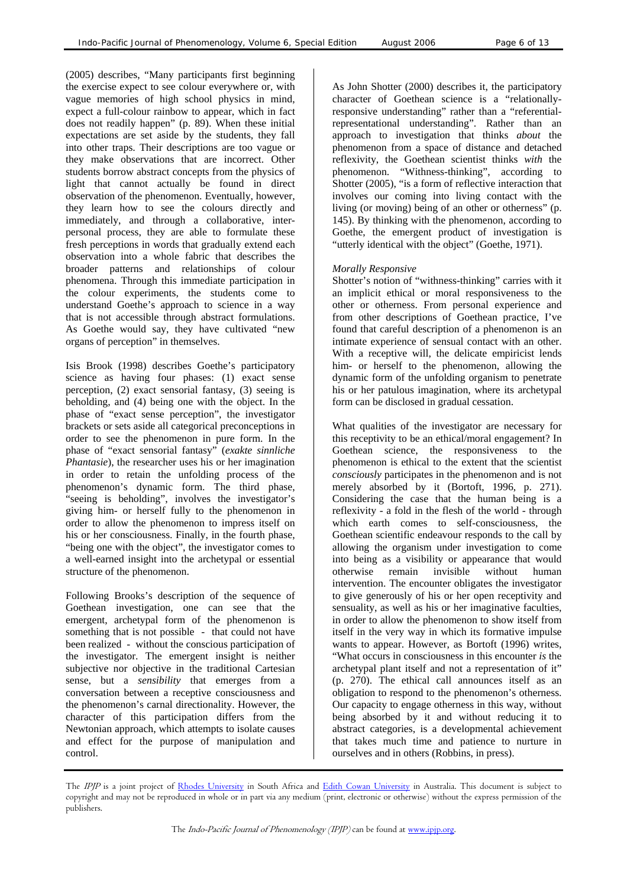(2005) describes, "Many participants first beginning the exercise expect to see colour everywhere or, with vague memories of high school physics in mind, expect a full-colour rainbow to appear, which in fact does not readily happen" (p. 89). When these initial expectations are set aside by the students, they fall into other traps. Their descriptions are too vague or they make observations that are incorrect. Other students borrow abstract concepts from the physics of light that cannot actually be found in direct observation of the phenomenon. Eventually, however, they learn how to see the colours directly and immediately, and through a collaborative, inter-personal process, they are able to formulate these fresh perceptions in words that gradually extend each observation into a whole fabric that describes the broader patterns and relationships of colour phenomena. Through this immediate participation in the colour experiments, the students come to understand Goethe's approach to science in a way that is not accessible through abstract formulations. As Goethe would say, they have cultivated "new organs of perception" in themselves.

Isis Brook (1998) describes Goethe's participatory science as having four phases: (1) exact sense perception, (2) exact sensorial fantasy, (3) seeing is beholding, and (4) being one with the object. In the phase of "exact sense perception", the investigator brackets or sets aside all categorical preconceptions in order to see the phenomenon in pure form. In the phase of "exact sensorial fantasy" (*exakte sinnliche Phantasie*), the researcher uses his or her imagination in order to retain the unfolding process of the phenomenon's dynamic form. The third phase, "seeing is beholding", involves the investigator's giving him- or herself fully to the phenomenon in order to allow the phenomenon to impress itself on his or her consciousness. Finally, in the fourth phase, "being one with the object", the investigator comes to a well-earned insight into the archetypal or essential structure of the phenomenon.

Following Brooks's description of the sequence of Goethean investigation, one can see that the emergent, archetypal form of the phenomenon is something that is not possible - that could not have been realized - without the conscious participation of the investigator. The emergent insight is neither subjective nor objective in the traditional Cartesian sense, but a *sensibility* that emerges from a conversation between a receptive consciousness and the phenomenon's carnal directionality. However, the character of this participation differs from the Newtonian approach, which attempts to isolate causes and effect for the purpose of manipulation and control.

As John Shotter (2000) describes it, the participatory character of Goethean science is a "relationally-responsive understanding" rather than a "referential-representational understanding". Rather than an approach to investigation that thinks *about* the phenomenon from a space of distance and detached reflexivity, the Goethean scientist thinks *with* the phenomenon. "Withness-thinking", according to Shotter (2005), "is a form of reflective interaction that involves our coming into living contact with the living (or moving) being of an other or otherness" (p. 145). By thinking with the phenomenon, according to Goethe, the emergent product of investigation is "utterly identical with the object" (Goethe, 1971).

*Morally Responsive*

Shotter's notion of "withness-thinking" carries with it an implicit ethical or moral responsiveness to the other or otherness. From personal experience and from other descriptions of Goethean practice, I've found that careful description of a phenomenon is an intimate experience of sensual contact with an other. With a receptive will, the delicate empiricist lends him- or herself to the phenomenon, allowing the dynamic form of the unfolding organism to penetrate his or her patulous imagination, where its archetypal form can be disclosed in gradual cessation.

What qualities of the investigator are necessary for this receptivity to be an ethical/moral engagement? In Goethean science, the responsiveness to the phenomenon is ethical to the extent that the scientist *consciously* participates in the phenomenon and is not merely absorbed by it (Bortoft, 1996, p. 271). Considering the case that the human being is a reflexivity - a fold in the flesh of the world - through which earth comes to self-consciousness, the Goethean scientific endeavour responds to the call by allowing the organism under investigation to come into being as a visibility or appearance that would otherwise remain invisible without human intervention. The encounter obligates the investigator to give generously of his or her open receptivity and sensuality, as well as his or her imaginative faculties, in order to allow the phenomenon to show itself from itself in the very way in which its formative impulse wants to appear. However, as Bortoft (1996) writes, "What occurs in consciousness in this encounter *is* the archetypal plant itself and not a representation of it" (p. 270). The ethical call announces itself as an obligation to respond to the phenomenon's otherness. Our capacity to engage otherness in this way, without being absorbed by it and without reducing it to abstract categories, is a developmental achievement that takes much time and patience to nurture in ourselves and in others (Robbins, in press).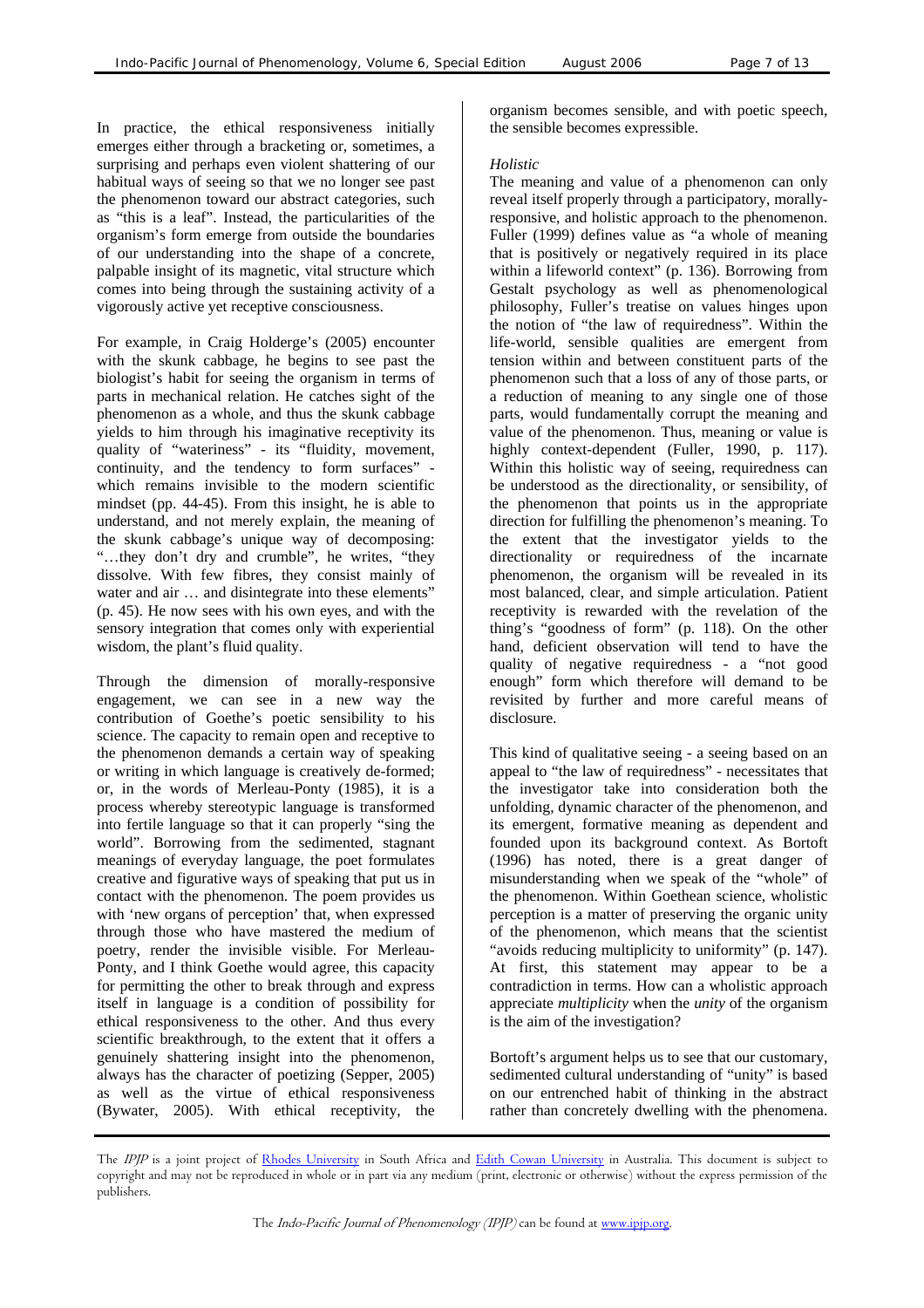In practice, the ethical responsiveness initially emerges either through a bracketing or, sometimes, a surprising and perhaps even violent shattering of our habitual ways of seeing so that we no longer see past the phenomenon toward our abstract categories, such as "this is a leaf". Instead, the particularities of the organism's form emerge from outside the boundaries of our understanding into the shape of a concrete, palpable insight of its magnetic, vital structure which comes into being through the sustaining activity of a vigorously active yet receptive consciousness.

For example, in Craig Holderge's (2005) encounter with the skunk cabbage, he begins to see past the biologist's habit for seeing the organism in terms of parts in mechanical relation. He catches sight of the phenomenon as a whole, and thus the skunk cabbage yields to him through his imaginative receptivity its quality of "wateriness" - its "fluidity, movement, continuity, and the tendency to form surfaces" - which remains invisible to the modern scientific mindset (pp. 44-45). From this insight, he is able to understand, and not merely explain, the meaning of the skunk cabbage's unique way of decomposing: "…they don't dry and crumble", he writes, "they dissolve. With few fibres, they consist mainly of water and air … and disintegrate into these elements" (p. 45). He now sees with his own eyes, and with the sensory integration that comes only with experiential wisdom, the plant's fluid quality.

Through the dimension of morally-responsive engagement, we can see in a new way the contribution of Goethe's poetic sensibility to his science. The capacity to remain open and receptive to the phenomenon demands a certain way of speaking or writing in which language is creatively de-formed; or, in the words of Merleau-Ponty (1985), it is a process whereby stereotypic language is transformed into fertile language so that it can properly "sing the world". Borrowing from the sedimented, stagnant meanings of everyday language, the poet formulates creative and figurative ways of speaking that put us in contact with the phenomenon. The poem provides us with 'new organs of perception' that, when expressed through those who have mastered the medium of poetry, render the invisible visible. For Merleau-Ponty, and I think Goethe would agree, this capacity for permitting the other to break through and express itself in language is a condition of possibility for ethical responsiveness to the other. And thus every scientific breakthrough, to the extent that it offers a genuinely shattering insight into the phenomenon, always has the character of poetizing (Sepper, 2005) as well as the virtue of ethical responsiveness (Bywater, 2005). With ethical receptivity, the organism becomes sensible, and with poetic speech, the sensible becomes expressible.

*Holistic*

The meaning and value of a phenomenon can only reveal itself properly through a participatory, morally-responsive, and holistic approach to the phenomenon. Fuller (1999) defines value as "a whole of meaning that is positively or negatively required in its place within a lifeworld context" (p. 136). Borrowing from Gestalt psychology as well as phenomenological philosophy, Fuller's treatise on values hinges upon the notion of "the law of requiredness". Within the life-world, sensible qualities are emergent from tension within and between constituent parts of the phenomenon such that a loss of any of those parts, or a reduction of meaning to any single one of those parts, would fundamentally corrupt the meaning and value of the phenomenon. Thus, meaning or value is highly context-dependent (Fuller, 1990, p. 117). Within this holistic way of seeing, requiredness can be understood as the directionality, or sensibility, of the phenomenon that points us in the appropriate direction for fulfilling the phenomenon's meaning. To the extent that the investigator yields to the directionality or requiredness of the incarnate phenomenon, the organism will be revealed in its most balanced, clear, and simple articulation. Patient receptivity is rewarded with the revelation of the thing's "goodness of form" (p. 118). On the other hand, deficient observation will tend to have the quality of negative requiredness - a "not good enough" form which therefore will demand to be revisited by further and more careful means of disclosure.

This kind of qualitative seeing - a seeing based on an appeal to "the law of requiredness" - necessitates that the investigator take into consideration both the unfolding, dynamic character of the phenomenon, and its emergent, formative meaning as dependent and founded upon its background context. As Bortoft (1996) has noted, there is a great danger of misunderstanding when we speak of the "whole" of the phenomenon. Within Goethean science, wholistic perception is a matter of preserving the organic unity of the phenomenon, which means that the scientist "avoids reducing multiplicity to uniformity" (p. 147). At first, this statement may appear to be a contradiction in terms. How can a wholistic approach appreciate *multiplicity* when the *unity* of the organism is the aim of the investigation?

Bortoft's argument helps us to see that our customary, sedimented cultural understanding of "unity" is based on our entrenched habit of thinking in the abstract rather than concretely dwelling with the phenomena.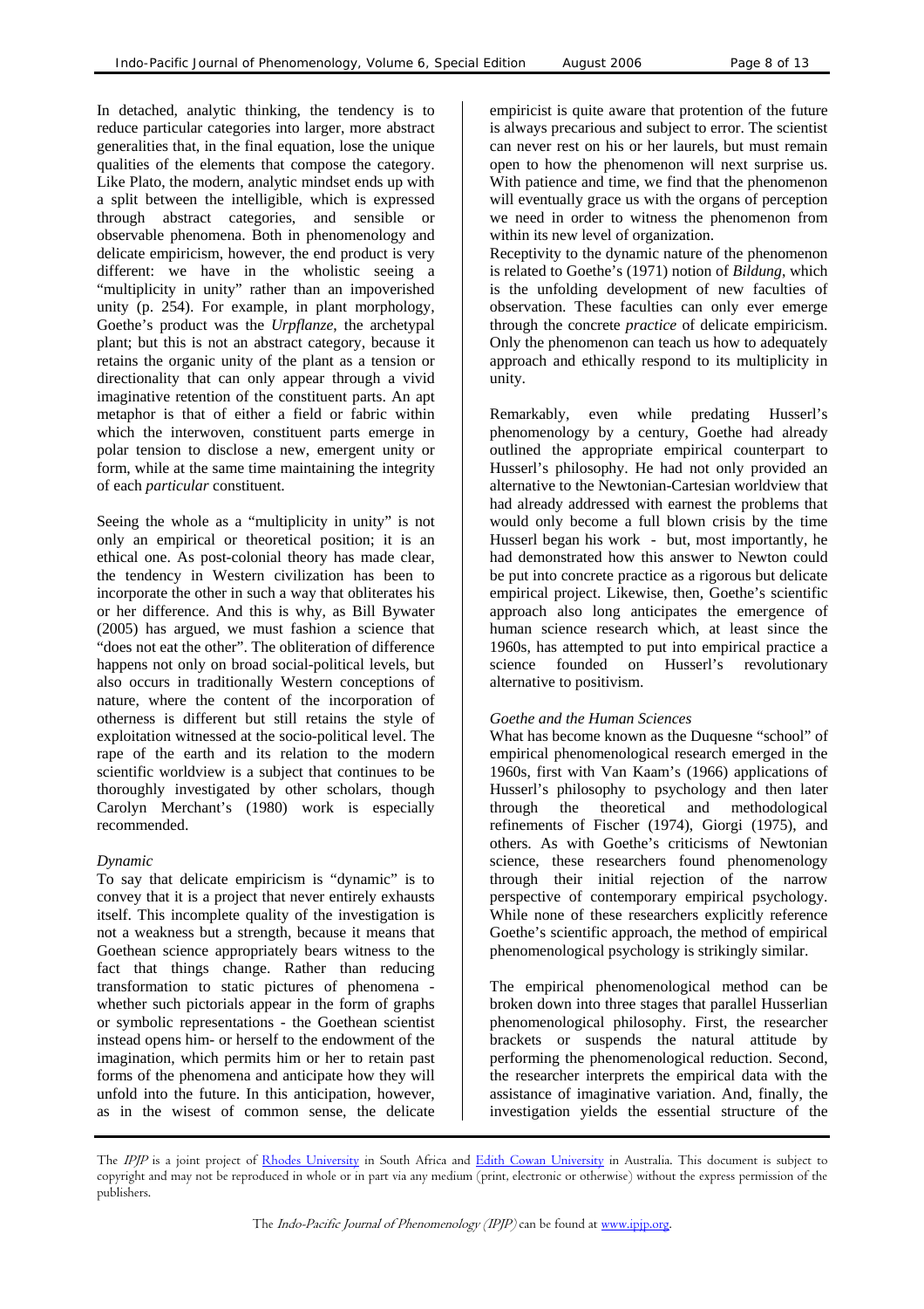In detached, analytic thinking, the tendency is to reduce particular categories into larger, more abstract generalities that, in the final equation, lose the unique qualities of the elements that compose the category. Like Plato, the modern, analytic mindset ends up with a split between the intelligible, which is expressed through abstract categories, and sensible or observable phenomena. Both in phenomenology and delicate empiricism, however, the end product is very different: we have in the wholistic seeing a "multiplicity in unity" rather than an impoverished unity (p. 254). For example, in plant morphology, Goethe's product was the *Urpflanze*, the archetypal plant; but this is not an abstract category, because it retains the organic unity of the plant as a tension or directionality that can only appear through a vivid imaginative retention of the constituent parts. An apt metaphor is that of either a field or fabric within which the interwoven, constituent parts emerge in polar tension to disclose a new, emergent unity or form, while at the same time maintaining the integrity of each *particular* constituent.

Seeing the whole as a "multiplicity in unity" is not only an empirical or theoretical position; it is an ethical one. As post-colonial theory has made clear, the tendency in Western civilization has been to incorporate the other in such a way that obliterates his or her difference. And this is why, as Bill Bywater (2005) has argued, we must fashion a science that "does not eat the other". The obliteration of difference happens not only on broad social-political levels, but also occurs in traditionally Western conceptions of nature, where the content of the incorporation of otherness is different but still retains the style of exploitation witnessed at the socio-political level. The rape of the earth and its relation to the modern scientific worldview is a subject that continues to be thoroughly investigated by other scholars, though Carolyn Merchant's (1980) work is especially recommended.

*Dynamic*

To say that delicate empiricism is "dynamic" is to convey that it is a project that never entirely exhausts itself. This incomplete quality of the investigation is not a weakness but a strength, because it means that Goethean science appropriately bears witness to the fact that things change. Rather than reducing transformation to static pictures of phenomena - whether such pictorials appear in the form of graphs or symbolic representations - the Goethean scientist instead opens him- or herself to the endowment of the imagination, which permits him or her to retain past forms of the phenomena and anticipate how they will unfold into the future. In this anticipation, however, as in the wisest of common sense, the delicate empiricist is quite aware that protention of the future is always precarious and subject to error. The scientist can never rest on his or her laurels, but must remain open to how the phenomenon will next surprise us. With patience and time, we find that the phenomenon will eventually grace us with the organs of perception we need in order to witness the phenomenon from within its new level of organization.

Receptivity to the dynamic nature of the phenomenon is related to Goethe's (1971) notion of *Bildung*, which is the unfolding development of new faculties of observation. These faculties can only ever emerge through the concrete *practice* of delicate empiricism. Only the phenomenon can teach us how to adequately approach and ethically respond to its multiplicity in unity.

Remarkably, even while predating Husserl's phenomenology by a century, Goethe had already outlined the appropriate empirical counterpart to Husserl's philosophy. He had not only provided an alternative to the Newtonian-Cartesian worldview that had already addressed with earnest the problems that would only become a full blown crisis by the time Husserl began his work - but, most importantly, he had demonstrated how this answer to Newton could be put into concrete practice as a rigorous but delicate empirical project. Likewise, then, Goethe's scientific approach also long anticipates the emergence of human science research which, at least since the 1960s, has attempted to put into empirical practice a science founded on Husserl's revolutionary alternative to positivism.

*Goethe and the Human Sciences*

What has become known as the Duquesne "school" of empirical phenomenological research emerged in the 1960s, first with Van Kaam's (1966) applications of Husserl's philosophy to psychology and then later through the theoretical and methodological refinements of Fischer (1974), Giorgi (1975), and others. As with Goethe's criticisms of Newtonian science, these researchers found phenomenology through their initial rejection of the narrow perspective of contemporary empirical psychology. While none of these researchers explicitly reference Goethe's scientific approach, the method of empirical phenomenological psychology is strikingly similar.

The empirical phenomenological method can be broken down into three stages that parallel Husserlian phenomenological philosophy. First, the researcher brackets or suspends the natural attitude by performing the phenomenological reduction. Second, the researcher interprets the empirical data with the assistance of imaginative variation. And, finally, the investigation yields the essential structure of the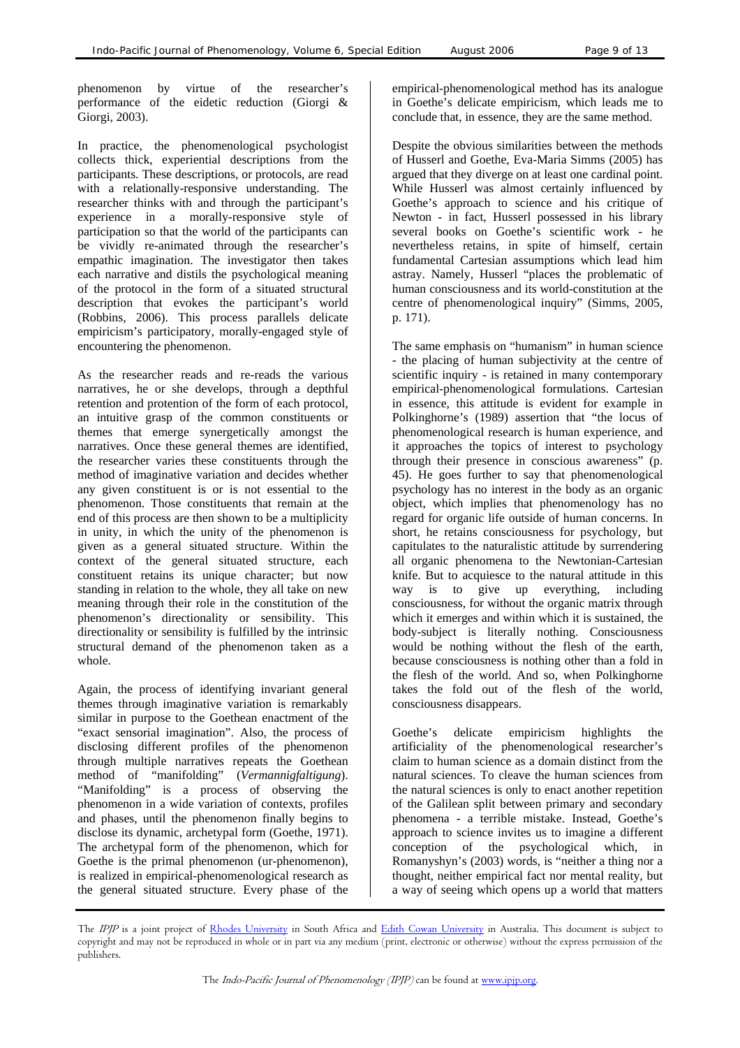phenomenon by virtue of the researcher's performance of the eidetic reduction (Giorgi & Giorgi, 2003).

In practice, the phenomenological psychologist collects thick, experiential descriptions from the participants. These descriptions, or protocols, are read with a relationally-responsive understanding. The researcher thinks with and through the participant's experience in a morally-responsive style of participation so that the world of the participants can be vividly re-animated through the researcher's empathic imagination. The investigator then takes each narrative and distils the psychological meaning of the protocol in the form of a situated structural description that evokes the participant's world (Robbins, 2006). This process parallels delicate empiricism's participatory, morally-engaged style of encountering the phenomenon.

As the researcher reads and re-reads the various narratives, he or she develops, through a depthful retention and protention of the form of each protocol, an intuitive grasp of the common constituents or themes that emerge synergetically amongst the narratives. Once these general themes are identified, the researcher varies these constituents through the method of imaginative variation and decides whether any given constituent is or is not essential to the phenomenon. Those constituents that remain at the end of this process are then shown to be a multiplicity in unity, in which the unity of the phenomenon is given as a general situated structure. Within the context of the general situated structure, each constituent retains its unique character; but now standing in relation to the whole, they all take on new meaning through their role in the constitution of the phenomenon's directionality or sensibility. This directionality or sensibility is fulfilled by the intrinsic structural demand of the phenomenon taken as a whole.

Again, the process of identifying invariant general themes through imaginative variation is remarkably similar in purpose to the Goethean enactment of the "exact sensorial imagination". Also, the process of disclosing different profiles of the phenomenon through multiple narratives repeats the Goethean method of "manifolding" (*Vermannigfaltigung*). "Manifolding" is a process of observing the phenomenon in a wide variation of contexts, profiles and phases, until the phenomenon finally begins to disclose its dynamic, archetypal form (Goethe, 1971). The archetypal form of the phenomenon, which for Goethe is the primal phenomenon (ur-phenomenon), is realized in empirical-phenomenological research as the general situated structure. Every phase of the empirical-phenomenological method has its analogue in Goethe's delicate empiricism, which leads me to conclude that, in essence, they are the same method.

Despite the obvious similarities between the methods of Husserl and Goethe, Eva-Maria Simms (2005) has argued that they diverge on at least one cardinal point. While Husserl was almost certainly influenced by Goethe's approach to science and his critique of Newton - in fact, Husserl possessed in his library several books on Goethe's scientific work - he nevertheless retains, in spite of himself, certain fundamental Cartesian assumptions which lead him astray. Namely, Husserl "places the problematic of human consciousness and its world-constitution at the centre of phenomenological inquiry" (Simms, 2005, p. 171).

The same emphasis on "humanism" in human science - the placing of human subjectivity at the centre of scientific inquiry - is retained in many contemporary empirical-phenomenological formulations. Cartesian in essence, this attitude is evident for example in Polkinghorne's (1989) assertion that "the locus of phenomenological research is human experience, and it approaches the topics of interest to psychology through their presence in conscious awareness" (p. 45). He goes further to say that phenomenological psychology has no interest in the body as an organic object, which implies that phenomenology has no regard for organic life outside of human concerns. In short, he retains consciousness for psychology, but capitulates to the naturalistic attitude by surrendering all organic phenomena to the Newtonian-Cartesian knife. But to acquiesce to the natural attitude in this way is to give up everything, including consciousness, for without the organic matrix through which it emerges and within which it is sustained, the body-subject is literally nothing. Consciousness would be nothing without the flesh of the earth, because consciousness is nothing other than a fold in the flesh of the world. And so, when Polkinghorne takes the fold out of the flesh of the world, consciousness disappears.

Goethe's delicate empiricism highlights the artificiality of the phenomenological researcher's claim to human science as a domain distinct from the natural sciences. To cleave the human sciences from the natural sciences is only to enact another repetition of the Galilean split between primary and secondary phenomena - a terrible mistake. Instead, Goethe's approach to science invites us to imagine a different conception of the psychological which, in Romanyshyn's (2003) words, is "neither a thing nor a thought, neither empirical fact nor mental reality, but a way of seeing which opens up a world that matters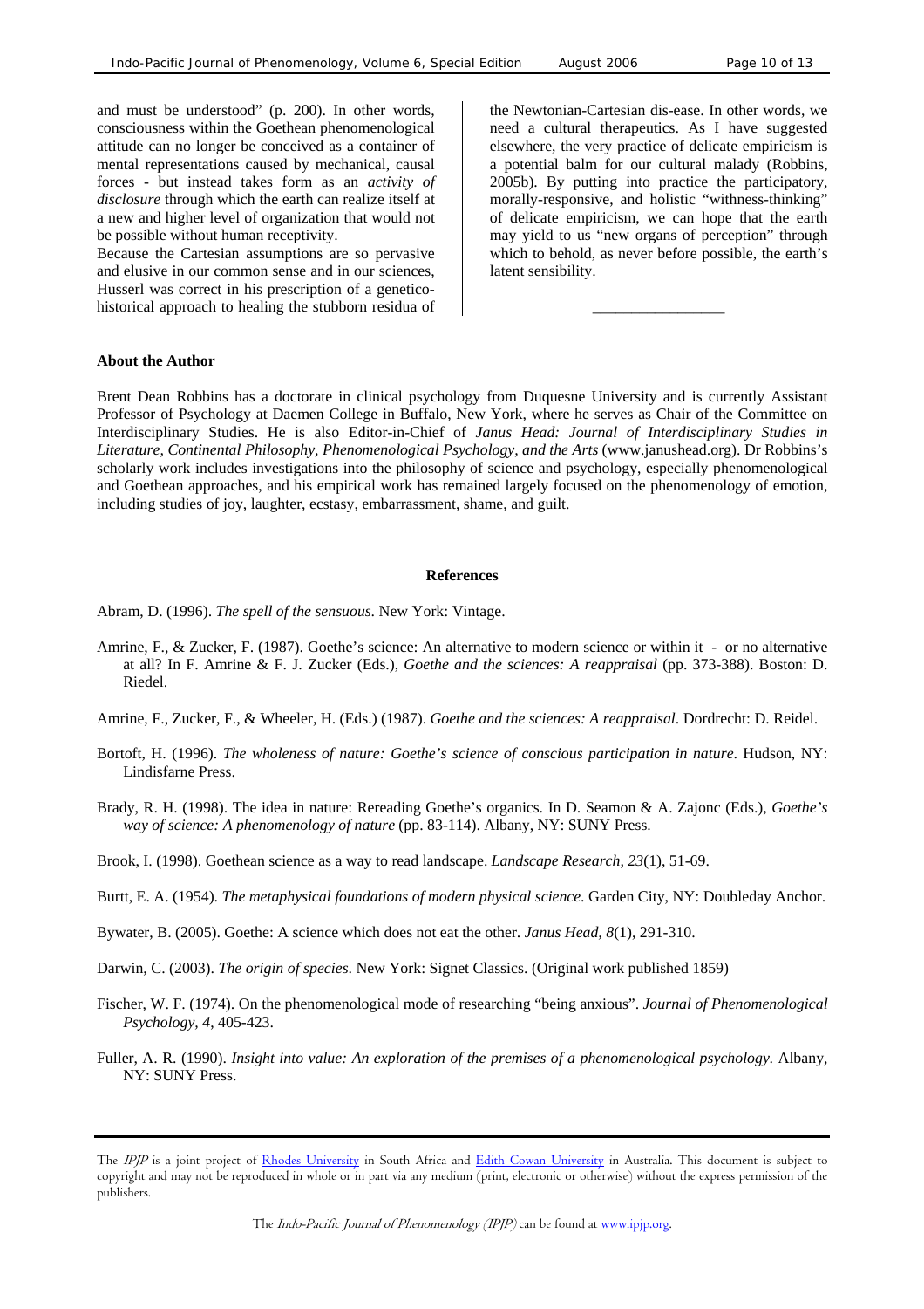and must be understood" (p. 200). In other words, consciousness within the Goethean phenomenological attitude can no longer be conceived as a container of mental representations caused by mechanical, causal forces - but instead takes form as an *activity of disclosure* through which the earth can realize itself at a new and higher level of organization that would not be possible without human receptivity.

Because the Cartesian assumptions are so pervasive and elusive in our common sense and in our sciences, Husserl was correct in his prescription of a genetico-historical approach to healing the stubborn residua of the Newtonian-Cartesian dis-ease. In other words, we need a cultural therapeutics. As I have suggested elsewhere, the very practice of delicate empiricism is a potential balm for our cultural malady (Robbins, 2005b). By putting into practice the participatory, morally-responsive, and holistic "withness-thinking" of delicate empiricism, we can hope that the earth may yield to us "new organs of perception" through which to behold, as never before possible, the earth's latent sensibility.

---

### About the Author

Brent Dean Robbins has a doctorate in clinical psychology from Duquesne University and is currently Assistant Professor of Psychology at Daemen College in Buffalo, New York, where he serves as Chair of the Committee on Interdisciplinary Studies. He is also Editor-in-Chief of *Janus Head: Journal of Interdisciplinary Studies in Literature, Continental Philosophy, Phenomenological Psychology, and the Arts* (www.janushead.org). Dr Robbins's scholarly work includes investigations into the philosophy of science and psychology, especially phenomenological and Goethean approaches, and his empirical work has remained largely focused on the phenomenology of emotion, including studies of joy, laughter, ecstasy, embarrassment, shame, and guilt.

### References

Abram, D. (1996). *The spell of the sensuous*. New York: Vintage.

Amrine, F., & Zucker, F. (1987). Goethe's science: An alternative to modern science or within it - or no alternative at all? In F. Amrine & F. J. Zucker (Eds.), *Goethe and the sciences: A reappraisal* (pp. 373-388). Boston: D. Riedel.

Amrine, F., Zucker, F., & Wheeler, H. (Eds.) (1987). *Goethe and the sciences: A reappraisal*. Dordrecht: D. Reidel.

Bortoft, H. (1996). *The wholeness of nature: Goethe's science of conscious participation in nature*. Hudson, NY: Lindisfarne Press.

Brady, R. H. (1998). The idea in nature: Rereading Goethe's organics. In D. Seamon & A. Zajonc (Eds.), *Goethe's way of science: A phenomenology of nature* (pp. 83-114). Albany, NY: SUNY Press.

Brook, I. (1998). Goethean science as a way to read landscape. *Landscape Research, 23*(1), 51-69.

Burtt, E. A. (1954). *The metaphysical foundations of modern physical science*. Garden City, NY: Doubleday Anchor.

Bywater, B. (2005). Goethe: A science which does not eat the other. *Janus Head, 8*(1), 291-310.

Darwin, C. (2003). *The origin of species*. New York: Signet Classics. (Original work published 1859)

Fischer, W. F. (1974). On the phenomenological mode of researching "being anxious". *Journal of Phenomenological Psychology, 4*, 405-423.

Fuller, A. R. (1990). *Insight into value: An exploration of the premises of a phenomenological psychology*. Albany, NY: SUNY Press.

The *IPJP* is a joint project of Rhodes University in South Africa and Edith Cowan University in Australia. This document is subject to copyright and may not be reproduced in whole or in part via any medium (print, electronic or otherwise) without the express permission of the publishers.

The *Indo-Pacific Journal of Phenomenology (IPJP)* can be found at www.ipjp.org.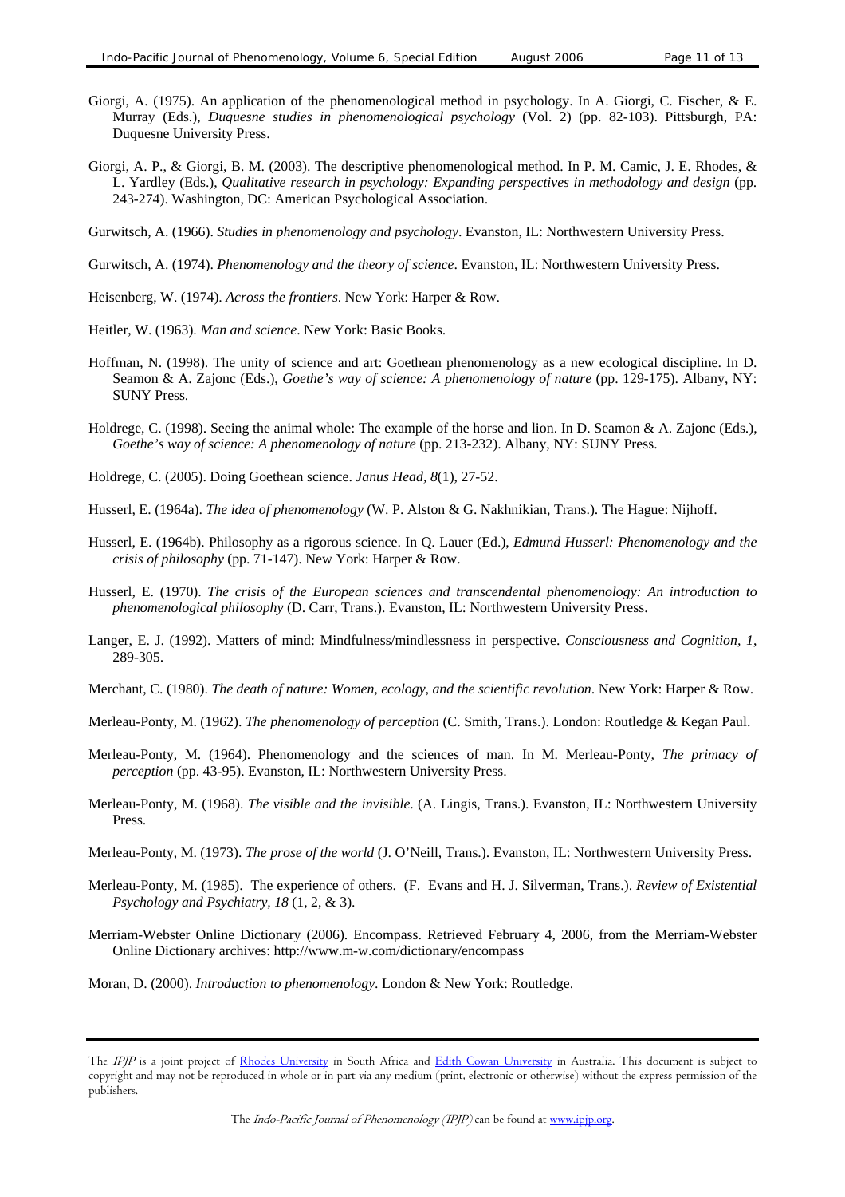Giorgi, A. (1975). An application of the phenomenological method in psychology. In A. Giorgi, C. Fischer, & E. Murray (Eds.), *Duquesne studies in phenomenological psychology* (Vol. 2) (pp. 82-103). Pittsburgh, PA: Duquesne University Press.

Giorgi, A. P., & Giorgi, B. M. (2003). The descriptive phenomenological method. In P. M. Camic, J. E. Rhodes, & L. Yardley (Eds.), *Qualitative research in psychology: Expanding perspectives in methodology and design* (pp. 243-274). Washington, DC: American Psychological Association.

Gurwitsch, A. (1966). *Studies in phenomenology and psychology*. Evanston, IL: Northwestern University Press.

Gurwitsch, A. (1974). *Phenomenology and the theory of science*. Evanston, IL: Northwestern University Press.

Heisenberg, W. (1974). *Across the frontiers*. New York: Harper & Row.

Heitler, W. (1963). *Man and science*. New York: Basic Books.

Hoffman, N. (1998). The unity of science and art: Goethean phenomenology as a new ecological discipline. In D. Seamon & A. Zajonc (Eds.), *Goethe's way of science: A phenomenology of nature* (pp. 129-175). Albany, NY: SUNY Press.

Holdrege, C. (1998). Seeing the animal whole: The example of the horse and lion. In D. Seamon & A. Zajonc (Eds.), *Goethe's way of science: A phenomenology of nature* (pp. 213-232). Albany, NY: SUNY Press.

Holdrege, C. (2005). Doing Goethean science. *Janus Head, 8*(1), 27-52.

Husserl, E. (1964a). *The idea of phenomenology* (W. P. Alston & G. Nakhnikian, Trans.). The Hague: Nijhoff.

Husserl, E. (1964b). Philosophy as a rigorous science. In Q. Lauer (Ed.), *Edmund Husserl: Phenomenology and the crisis of philosophy* (pp. 71-147). New York: Harper & Row.

Husserl, E. (1970). *The crisis of the European sciences and transcendental phenomenology: An introduction to phenomenological philosophy* (D. Carr, Trans.). Evanston, IL: Northwestern University Press.

Langer, E. J. (1992). Matters of mind: Mindfulness/mindlessness in perspective. *Consciousness and Cognition, 1*, 289-305.

Merchant, C. (1980). *The death of nature: Women, ecology, and the scientific revolution*. New York: Harper & Row.

Merleau-Ponty, M. (1962). *The phenomenology of perception* (C. Smith, Trans.). London: Routledge & Kegan Paul.

Merleau-Ponty, M. (1964). Phenomenology and the sciences of man. In M. Merleau-Ponty, *The primacy of perception* (pp. 43-95). Evanston, IL: Northwestern University Press.

Merleau-Ponty, M. (1968). *The visible and the invisible*. (A. Lingis, Trans.). Evanston, IL: Northwestern University Press.

Merleau-Ponty, M. (1973). *The prose of the world* (J. O'Neill, Trans.). Evanston, IL: Northwestern University Press.

Merleau-Ponty, M. (1985). The experience of others. (F. Evans and H. J. Silverman, Trans.). *Review of Existential Psychology and Psychiatry, 18* (1, 2, & 3).

Merriam-Webster Online Dictionary (2006). Encompass. Retrieved February 4, 2006, from the Merriam-Webster Online Dictionary archives: http://www.m-w.com/dictionary/encompass

Moran, D. (2000). *Introduction to phenomenology*. London & New York: Routledge.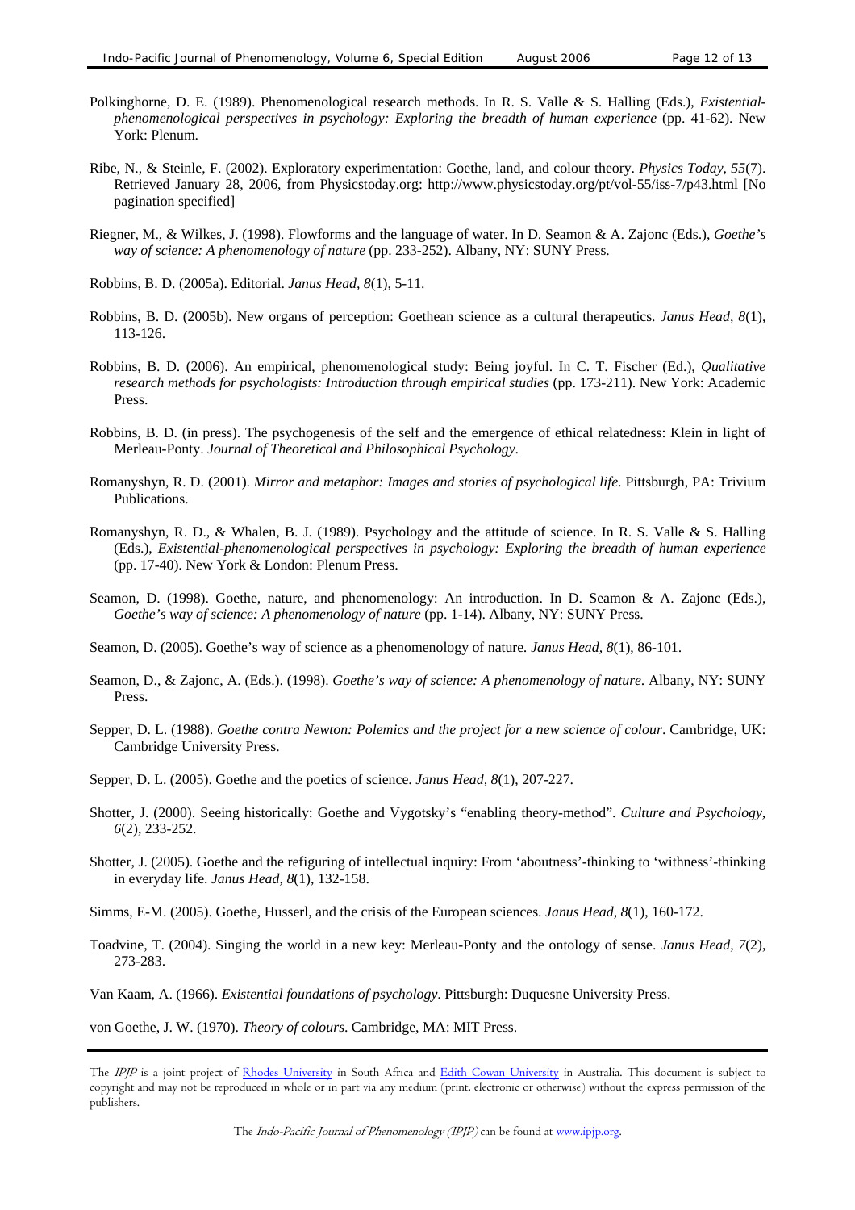Polkinghorne, D. E. (1989). Phenomenological research methods. In R. S. Valle & S. Halling (Eds.), *Existential-phenomenological perspectives in psychology: Exploring the breadth of human experience* (pp. 41-62). New York: Plenum.

Ribe, N., & Steinle, F. (2002). Exploratory experimentation: Goethe, land, and colour theory. *Physics Today, 55*(7). Retrieved January 28, 2006, from Physicstoday.org: http://www.physicstoday.org/pt/vol-55/iss-7/p43.html [No pagination specified]

Riegner, M., & Wilkes, J. (1998). Flowforms and the language of water. In D. Seamon & A. Zajonc (Eds.), *Goethe's way of science: A phenomenology of nature* (pp. 233-252). Albany, NY: SUNY Press.

Robbins, B. D. (2005a). Editorial. *Janus Head, 8*(1), 5-11.

Robbins, B. D. (2005b). New organs of perception: Goethean science as a cultural therapeutics. *Janus Head, 8*(1), 113-126.

Robbins, B. D. (2006). An empirical, phenomenological study: Being joyful. In C. T. Fischer (Ed.), *Qualitative research methods for psychologists: Introduction through empirical studies* (pp. 173-211). New York: Academic Press.

Robbins, B. D. (in press). The psychogenesis of the self and the emergence of ethical relatedness: Klein in light of Merleau-Ponty. *Journal of Theoretical and Philosophical Psychology*.

Romanyshyn, R. D. (2001). *Mirror and metaphor: Images and stories of psychological life*. Pittsburgh, PA: Trivium Publications.

Romanyshyn, R. D., & Whalen, B. J. (1989). Psychology and the attitude of science. In R. S. Valle & S. Halling (Eds.), *Existential-phenomenological perspectives in psychology: Exploring the breadth of human experience* (pp. 17-40). New York & London: Plenum Press.

Seamon, D. (1998). Goethe, nature, and phenomenology: An introduction. In D. Seamon & A. Zajonc (Eds.), *Goethe's way of science: A phenomenology of nature* (pp. 1-14). Albany, NY: SUNY Press.

Seamon, D. (2005). Goethe's way of science as a phenomenology of nature. *Janus Head, 8*(1), 86-101.

Seamon, D., & Zajonc, A. (Eds.). (1998). *Goethe's way of science: A phenomenology of nature*. Albany, NY: SUNY Press.

Sepper, D. L. (1988). *Goethe contra Newton: Polemics and the project for a new science of colour*. Cambridge, UK: Cambridge University Press.

Sepper, D. L. (2005). Goethe and the poetics of science. *Janus Head, 8*(1), 207-227.

Shotter, J. (2000). Seeing historically: Goethe and Vygotsky's "enabling theory-method". *Culture and Psychology, 6*(2), 233-252.

Shotter, J. (2005). Goethe and the refiguring of intellectual inquiry: From 'aboutness'-thinking to 'withness'-thinking in everyday life. *Janus Head, 8*(1), 132-158.

Simms, E-M. (2005). Goethe, Husserl, and the crisis of the European sciences. *Janus Head, 8*(1), 160-172.

Toadvine, T. (2004). Singing the world in a new key: Merleau-Ponty and the ontology of sense. *Janus Head, 7*(2), 273-283.

Van Kaam, A. (1966). *Existential foundations of psychology*. Pittsburgh: Duquesne University Press.

von Goethe, J. W. (1970). *Theory of colours*. Cambridge, MA: MIT Press.

The *IPJP* is a joint project of Rhodes University in South Africa and Edith Cowan University in Australia. This document is subject to copyright and may not be reproduced in whole or in part via any medium (print, electronic or otherwise) without the express permission of the publishers.

The *Indo-Pacific Journal of Phenomenology (IPJP)* can be found at www.ipjp.org.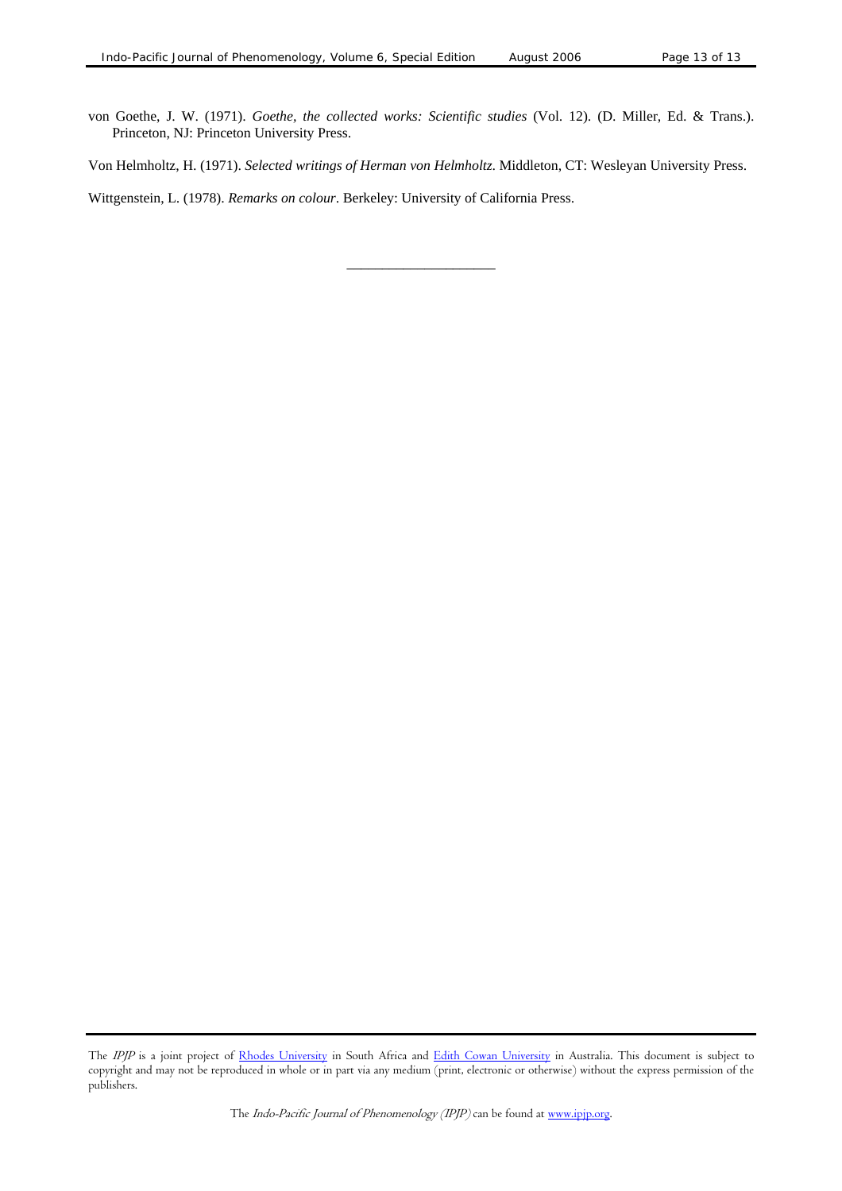von Goethe, J. W. (1971). *Goethe, the collected works: Scientific studies* (Vol. 12). (D. Miller, Ed. & Trans.). Princeton, NJ: Princeton University Press.

Von Helmholtz, H. (1971). *Selected writings of Herman von Helmholtz*. Middleton, CT: Wesleyan University Press.

Wittgenstein, L. (1978). *Remarks on colour*. Berkeley: University of California Press.

---

The *IPJP* is a joint project of Rhodes University in South Africa and Edith Cowan University in Australia. This document is subject to copyright and may not be reproduced in whole or in part via any medium (print, electronic or otherwise) without the express permission of the publishers.

The *Indo-Pacific Journal of Phenomenology (IPJP)* can be found at www.ipjp.org.